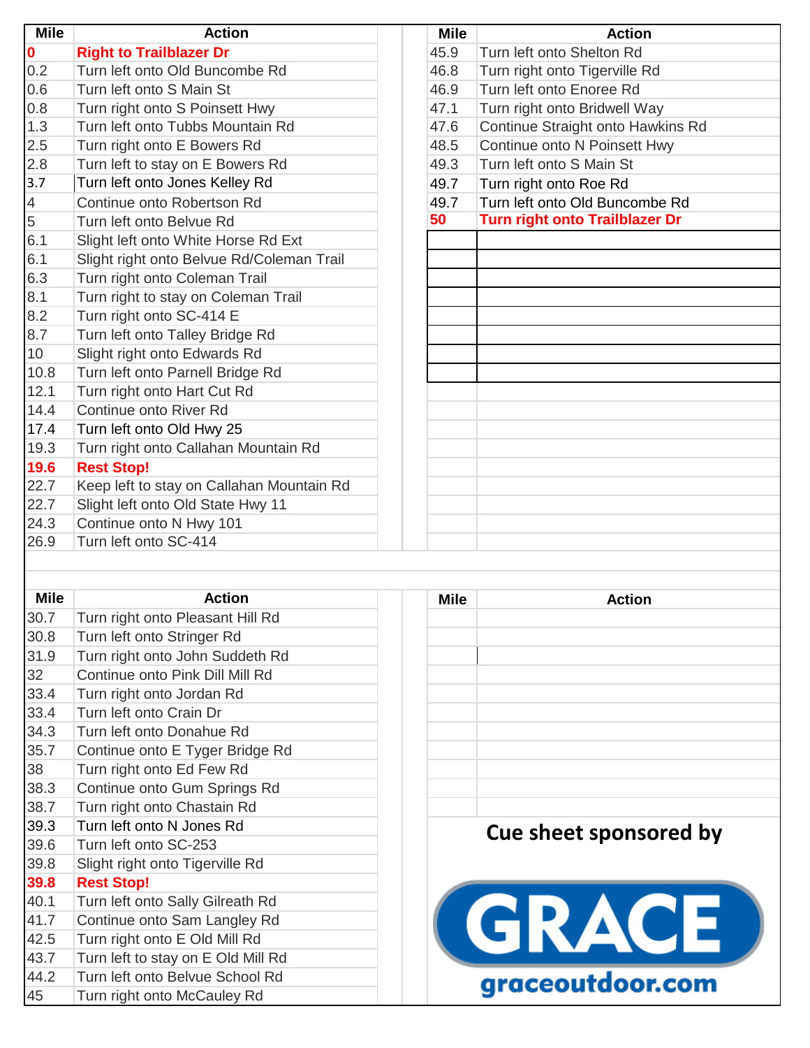| Mile | Action |
|---|---|
| **0** | **Right to Trailblazer Dr** |
| 0.2 | Turn left onto Old Buncombe Rd |
| 0.6 | Turn left onto S Main St |
| 0.8 | Turn right onto S Poinsett Hwy |
| 1.3 | Turn left onto Tubbs Mountain Rd |
| 2.5 | Turn right onto E Bowers Rd |
| 2.8 | Turn left to stay on E Bowers Rd |
| 3.7 | Turn left onto Jones Kelley Rd |
| 4 | Continue onto Robertson Rd |
| 5 | Turn left onto Belvue Rd |
| 6.1 | Slight left onto White Horse Rd Ext |
| 6.1 | Slight right onto Belvue Rd/Coleman Trail |
| 6.3 | Turn right onto Coleman Trail |
| 8.1 | Turn right to stay on Coleman Trail |
| 8.2 | Turn right onto SC-414 E |
| 8.7 | Turn left onto Talley Bridge Rd |
| 10 | Slight right onto Edwards Rd |
| 10.8 | Turn left onto Parnell Bridge Rd |
| 12.1 | Turn right onto Hart Cut Rd |
| 14.4 | Continue onto River Rd |
| 17.4 | Turn left onto Old Hwy 25 |
| 19.3 | Turn right onto Callahan Mountain Rd |
| **19.6** | **Rest Stop!** |
| 22.7 | Keep left to stay on Callahan Mountain Rd |
| 22.7 | Slight left onto Old State Hwy 11 |
| 24.3 | Continue onto N Hwy 101 |
| 26.9 | Turn left onto SC-414 |
| 30.7 | Turn right onto Pleasant Hill Rd |
| 30.8 | Turn left onto Stringer Rd |
| 31.9 | Turn right onto John Suddeth Rd |
| 32 | Continue onto Pink Dill Mill Rd |
| 33.4 | Turn right onto Jordan Rd |
| 33.4 | Turn left onto Crain Dr |
| 34.3 | Turn left onto Donahue Rd |
| 35.7 | Continue onto E Tyger Bridge Rd |
| 38 | Turn right onto Ed Few Rd |
| 38.3 | Continue onto Gum Springs Rd |
| 38.7 | Turn right onto Chastain Rd |
| 39.3 | Turn left onto N Jones Rd |
| 39.6 | Turn left onto SC-253 |
| 39.8 | Slight right onto Tigerville Rd |
| **39.8** | **Rest Stop!** |
| 40.1 | Turn left onto Sally Gilreath Rd |
| 41.7 | Continue onto Sam Langley Rd |
| 42.5 | Turn right onto E Old Mill Rd |
| 43.7 | Turn left to stay on E Old Mill Rd |
| 44.2 | Turn left onto Belvue School Rd |
| 45 | Turn right onto McCauley Rd |
| 45.9 | Turn left onto Shelton Rd |
| 46.8 | Turn right onto Tigerville Rd |
| 46.9 | Turn left onto Enoree Rd |
| 47.1 | Turn right onto Bridwell Way |
| 47.6 | Continue Straight onto Hawkins Rd |
| 48.5 | Continue onto N Poinsett Hwy |
| 49.3 | Turn left onto S Main St |
| 49.7 | Turn right onto Roe Rd |
| 49.7 | Turn left onto Old Buncombe Rd |
| **50** | **Turn right onto Trailblazer Dr** |

**Cue sheet sponsored by**

GRACE

graceoutdoor.com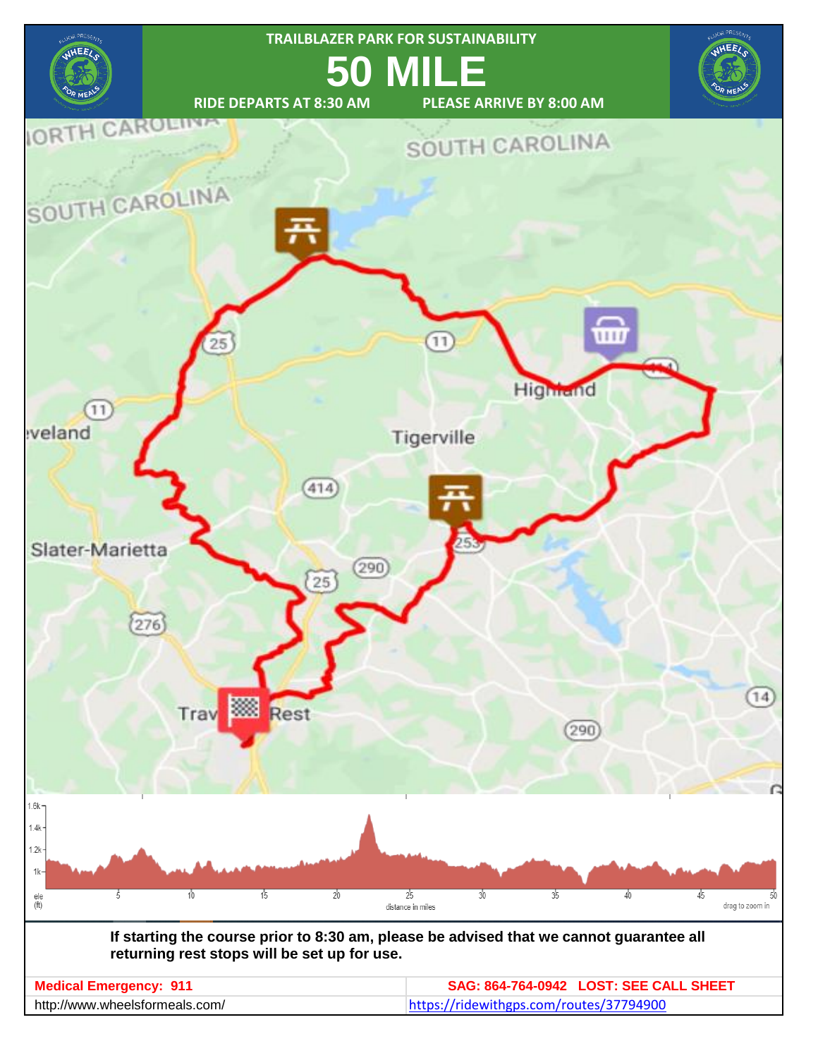# TRAILBLAZER PARK FOR SUSTAINABILITY

# 50 MILE

**RIDE DEPARTS AT 8:30 AM** **PLEASE ARRIVE BY 8:00 AM**

**If starting the course prior to 8:30 am, please be advised that we cannot guarantee all returning rest stops will be set up for use.**

| Medical Emergency: 911 | SAG: 864-764-0942 LOST: SEE CALL SHEET |
|---|---|
| http://www.wheelsformeals.com/ | https://ridewithgps.com/routes/37794900 |